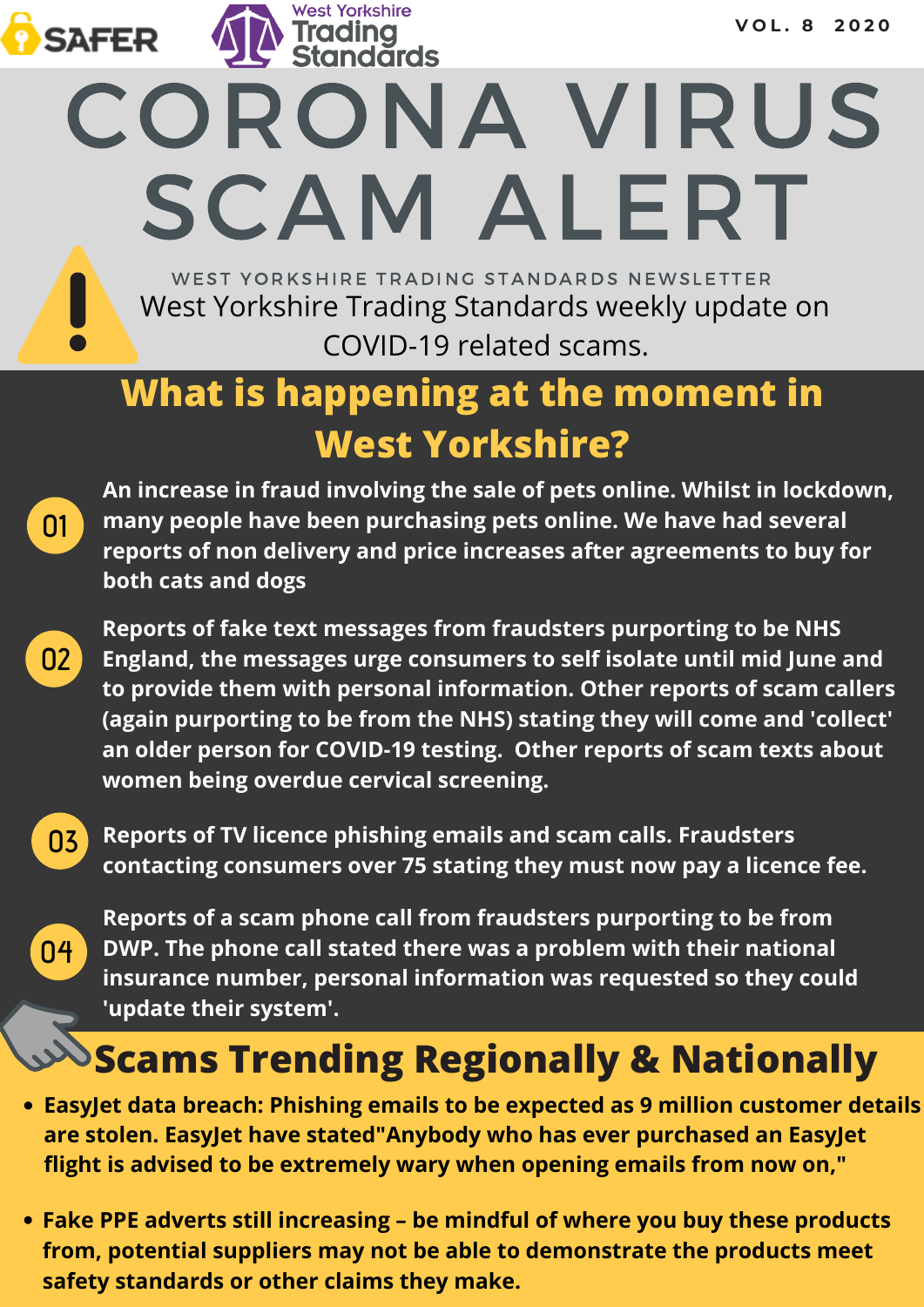SAFER West Yorkshire Trading Standards

VOL. 8 2020

# CORONA VIRUS SCAM ALERT

WEST YORKSHIRE TRADING STANDARDS NEWSLETTER

West Yorkshire Trading Standards weekly update on COVID-19 related scams.

## What is happening at the moment in West Yorkshire?

01 **An increase in fraud involving the sale of pets online. Whilst in lockdown, many people have been purchasing pets online. We have had several reports of non delivery and price increases after agreements to buy for both cats and dogs**

02 **Reports of fake text messages from fraudsters purporting to be NHS England, the messages urge consumers to self isolate until mid June and to provide them with personal information. Other reports of scam callers (again purporting to be from the NHS) stating they will come and 'collect' an older person for COVID-19 testing. Other reports of scam texts about women being overdue cervical screening.**

03 **Reports of TV licence phishing emails and scam calls. Fraudsters contacting consumers over 75 stating they must now pay a licence fee.**

04 **Reports of a scam phone call from fraudsters purporting to be from DWP. The phone call stated there was a problem with their national insurance number, personal information was requested so they could 'update their system'.**

## Scams Trending Regionally & Nationally

- **EasyJet data breach: Phishing emails to be expected as 9 million customer details are stolen. EasyJet have stated"Anybody who has ever purchased an EasyJet flight is advised to be extremely wary when opening emails from now on,"**
- **Fake PPE adverts still increasing – be mindful of where you buy these products from, potential suppliers may not be able to demonstrate the products meet safety standards or other claims they make.**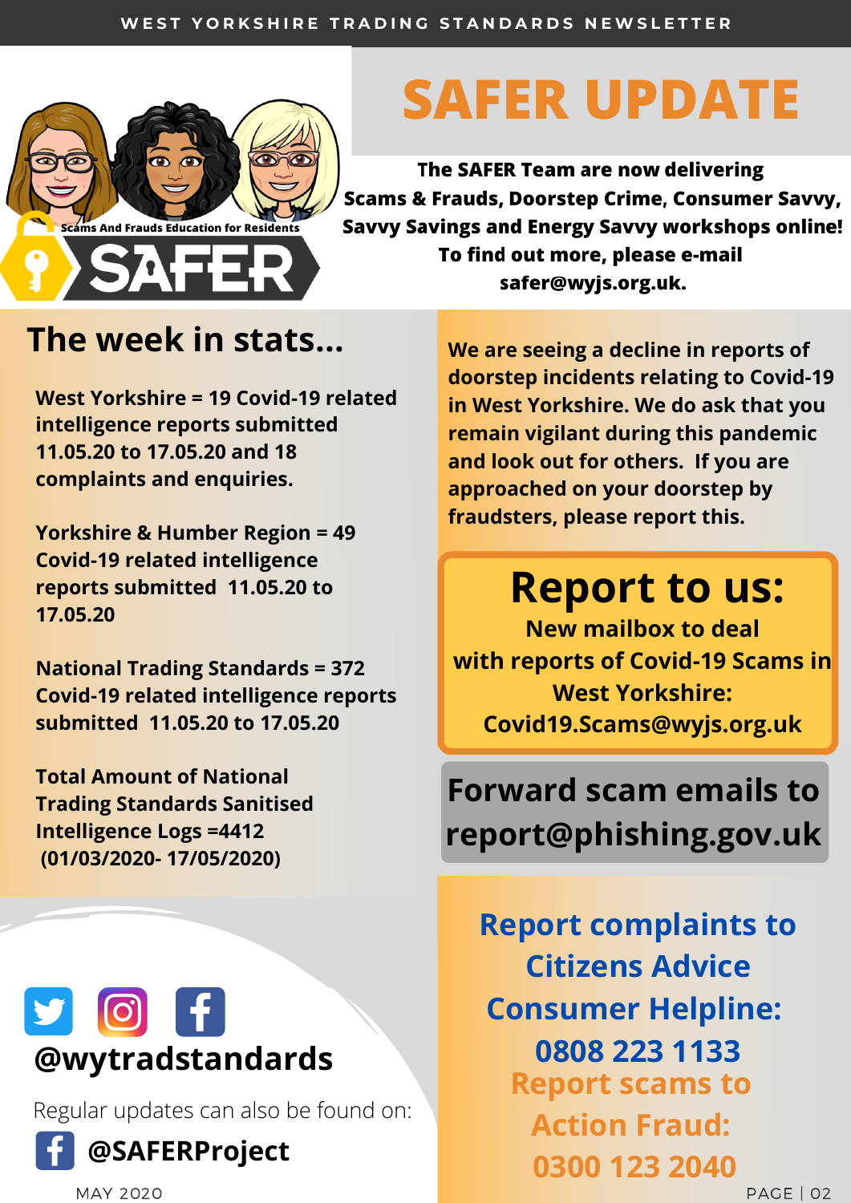WEST YORKSHIRE TRADING STANDARDS NEWSLETTER

Scams And Frauds Education for Residents

SAFER

# SAFER UPDATE

**The SAFER Team are now delivering Scams & Frauds, Doorstep Crime, Consumer Savvy, Savvy Savings and Energy Savvy workshops online! To find out more, please e-mail safer@wyjs.org.uk.**

## The week in stats...

**West Yorkshire = 19 Covid-19 related intelligence reports submitted 11.05.20 to 17.05.20 and 18 complaints and enquiries.**

**Yorkshire & Humber Region = 49 Covid-19 related intelligence reports submitted 11.05.20 to 17.05.20**

**National Trading Standards = 372 Covid-19 related intelligence reports submitted 11.05.20 to 17.05.20**

**Total Amount of National Trading Standards Sanitised Intelligence Logs =4412 (01/03/2020- 17/05/2020)**

**We are seeing a decline in reports of doorstep incidents relating to Covid-19 in West Yorkshire. We do ask that you remain vigilant during this pandemic and look out for others. If you are approached on your doorstep by fraudsters, please report this.**

## Report to us:

**New mailbox to deal with reports of Covid-19 Scams in West Yorkshire: Covid19.Scams@wyjs.org.uk**

**Forward scam emails to report@phishing.gov.uk**

**Report complaints to Citizens Advice Consumer Helpline: 0808 223 1133**

**Report scams to Action Fraud: 0300 123 2040**

**@wytradstandards**

Regular updates can also be found on:

**@SAFERProject**

MAY 2020